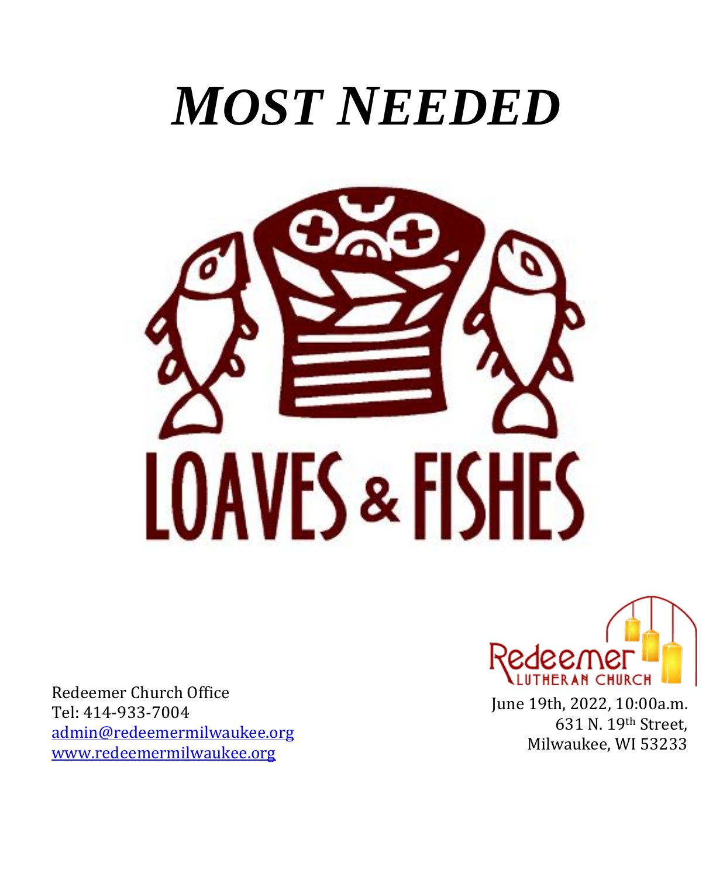# *MOST NEEDED*

LOAVES & FISHES

Redeemer Church Office
Tel: 414-933-7004
admin@redeemermilwaukee.org
www.redeemermilwaukee.org

Redeemer
LUTHERAN CHURCH

June 19th, 2022, 10:00a.m.
631 N. 19th Street,
Milwaukee, WI 53233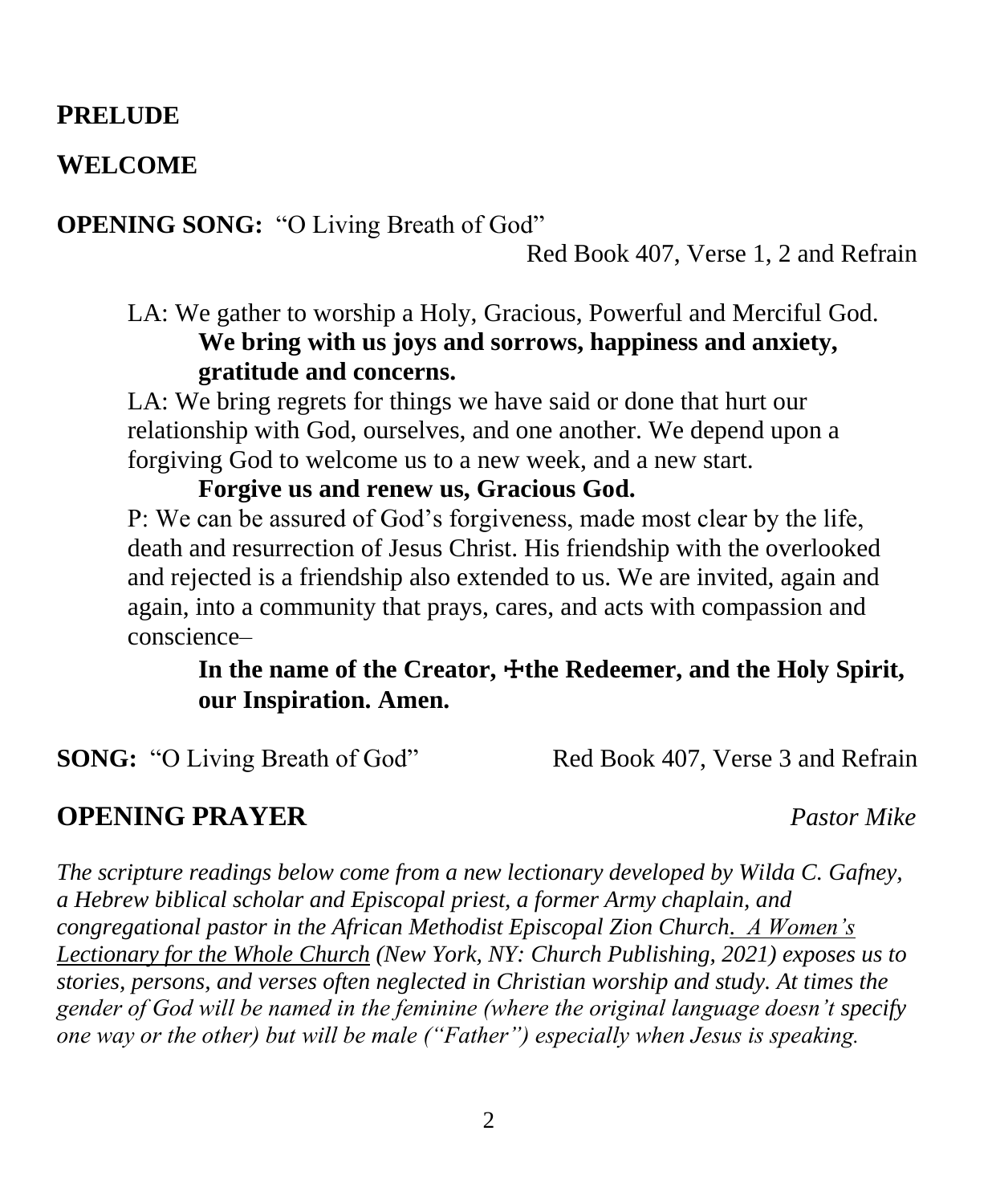## PRELUDE

## WELCOME

**OPENING SONG:** "O Living Breath of God"
Red Book 407, Verse 1, 2 and Refrain

LA: We gather to worship a Holy, Gracious, Powerful and Merciful God.
**We bring with us joys and sorrows, happiness and anxiety, gratitude and concerns.**

LA: We bring regrets for things we have said or done that hurt our relationship with God, ourselves, and one another. We depend upon a forgiving God to welcome us to a new week, and a new start.
**Forgive us and renew us, Gracious God.**

P: We can be assured of God's forgiveness, made most clear by the life, death and resurrection of Jesus Christ. His friendship with the overlooked and rejected is a friendship also extended to us. We are invited, again and again, into a community that prays, cares, and acts with compassion and conscience–

**In the name of the Creator, ☩the Redeemer, and the Holy Spirit, our Inspiration. Amen.**

**SONG:** "O Living Breath of God" Red Book 407, Verse 3 and Refrain

## OPENING PRAYER *Pastor Mike*

*The scripture readings below come from a new lectionary developed by Wilda C. Gafney, a Hebrew biblical scholar and Episcopal priest, a former Army chaplain, and congregational pastor in the African Methodist Episcopal Zion Church. A Women's Lectionary for the Whole Church (New York, NY: Church Publishing, 2021) exposes us to stories, persons, and verses often neglected in Christian worship and study. At times the gender of God will be named in the feminine (where the original language doesn't specify one way or the other) but will be male ("Father") especially when Jesus is speaking.*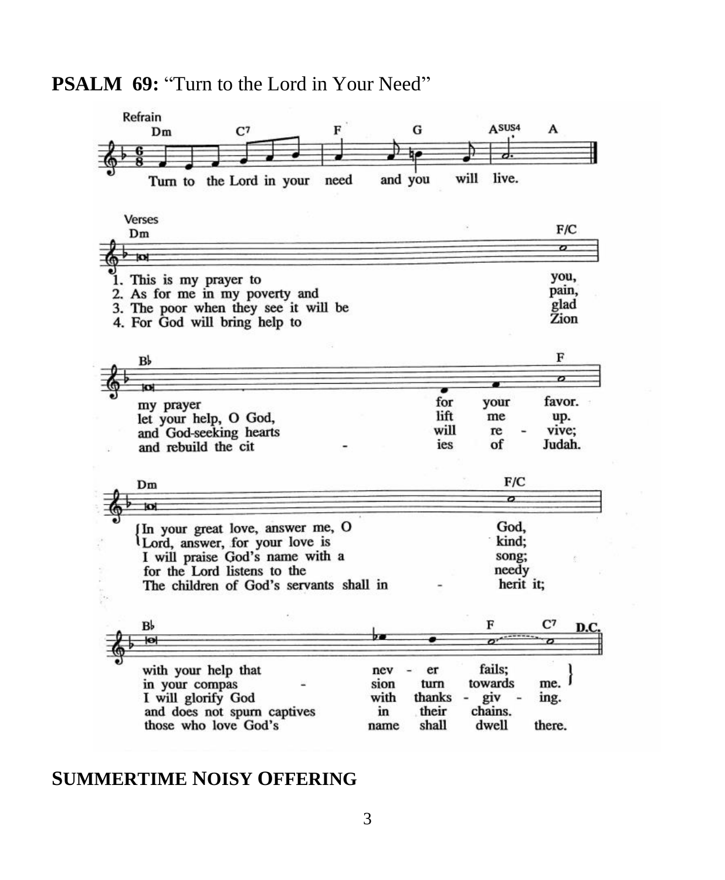**PSALM 69:** "Turn to the Lord in Your Need"

Refrain

Turn to the Lord in your need and you will live.

Verses

1. This is my prayer to you, my prayer for your favor. In your great love, answer me, O God, with your help that never fails; Lord, answer, for your love is kind; in your compassion turn towards me.
2. As for me in my poverty and pain, let your help, O God, lift me up. I will praise God's name with a song; I will glorify God with thanksgiving.
3. The poor when they see it will be glad and God-seeking hearts revive; for the Lord listens to the needy and does not spurn captives in their chains.
4. For God will bring help to Zion and rebuild the cities of Judah. The children of God's servants shall inherit it; those who love God's name shall dwell there.

D.C.

**SUMMERTIME NOISY OFFERING**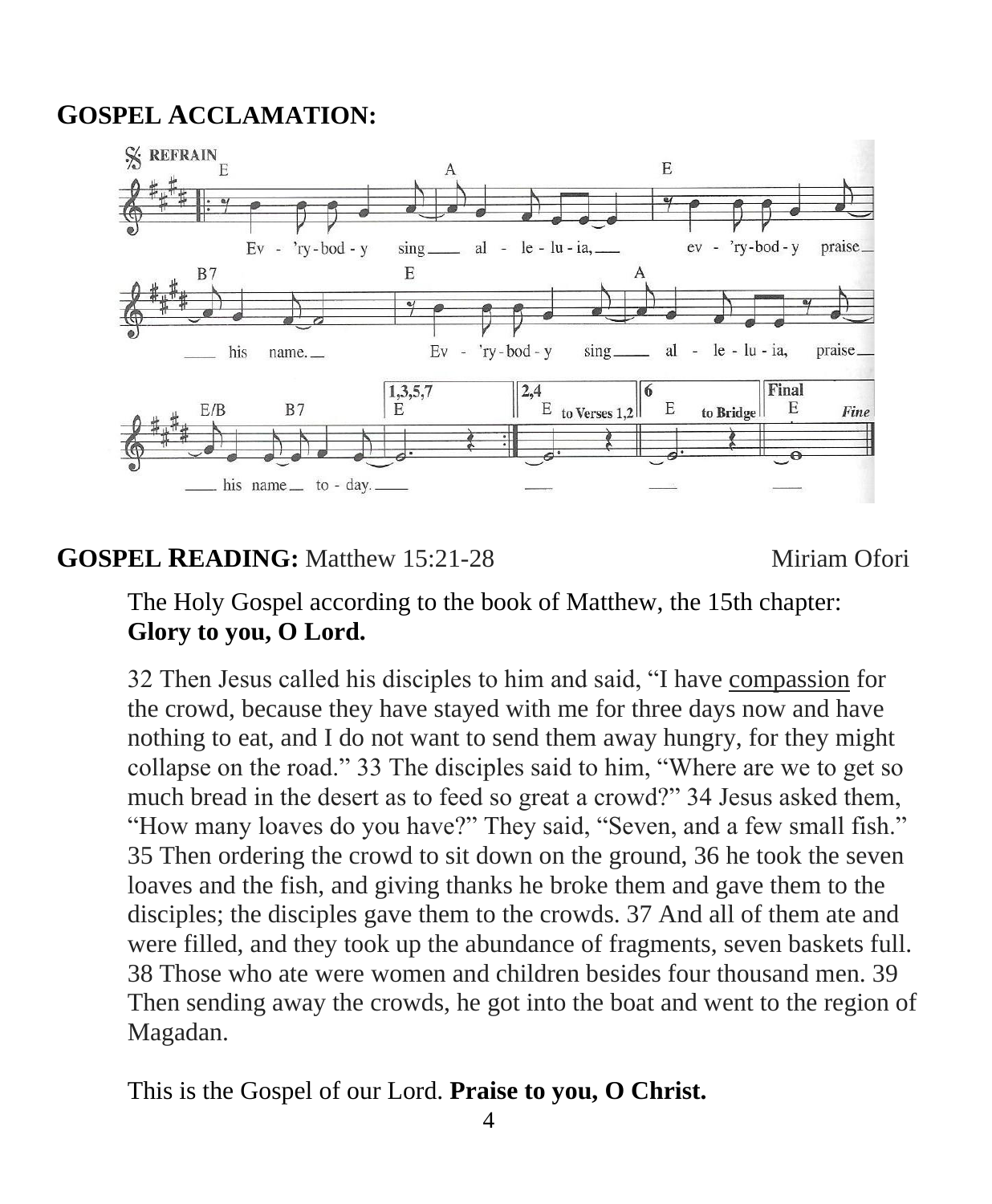## GOSPEL ACCLAMATION:

## GOSPEL READING: Matthew 15:21-28 Miriam Ofori

The Holy Gospel according to the book of Matthew, the 15th chapter:
**Glory to you, O Lord.**

32 Then Jesus called his disciples to him and said, "I have compassion for the crowd, because they have stayed with me for three days now and have nothing to eat, and I do not want to send them away hungry, for they might collapse on the road." 33 The disciples said to him, "Where are we to get so much bread in the desert as to feed so great a crowd?" 34 Jesus asked them, "How many loaves do you have?" They said, "Seven, and a few small fish." 35 Then ordering the crowd to sit down on the ground, 36 he took the seven loaves and the fish, and giving thanks he broke them and gave them to the disciples; the disciples gave them to the crowds. 37 And all of them ate and were filled, and they took up the abundance of fragments, seven baskets full. 38 Those who ate were women and children besides four thousand men. 39 Then sending away the crowds, he got into the boat and went to the region of Magadan.

This is the Gospel of our Lord. **Praise to you, O Christ.**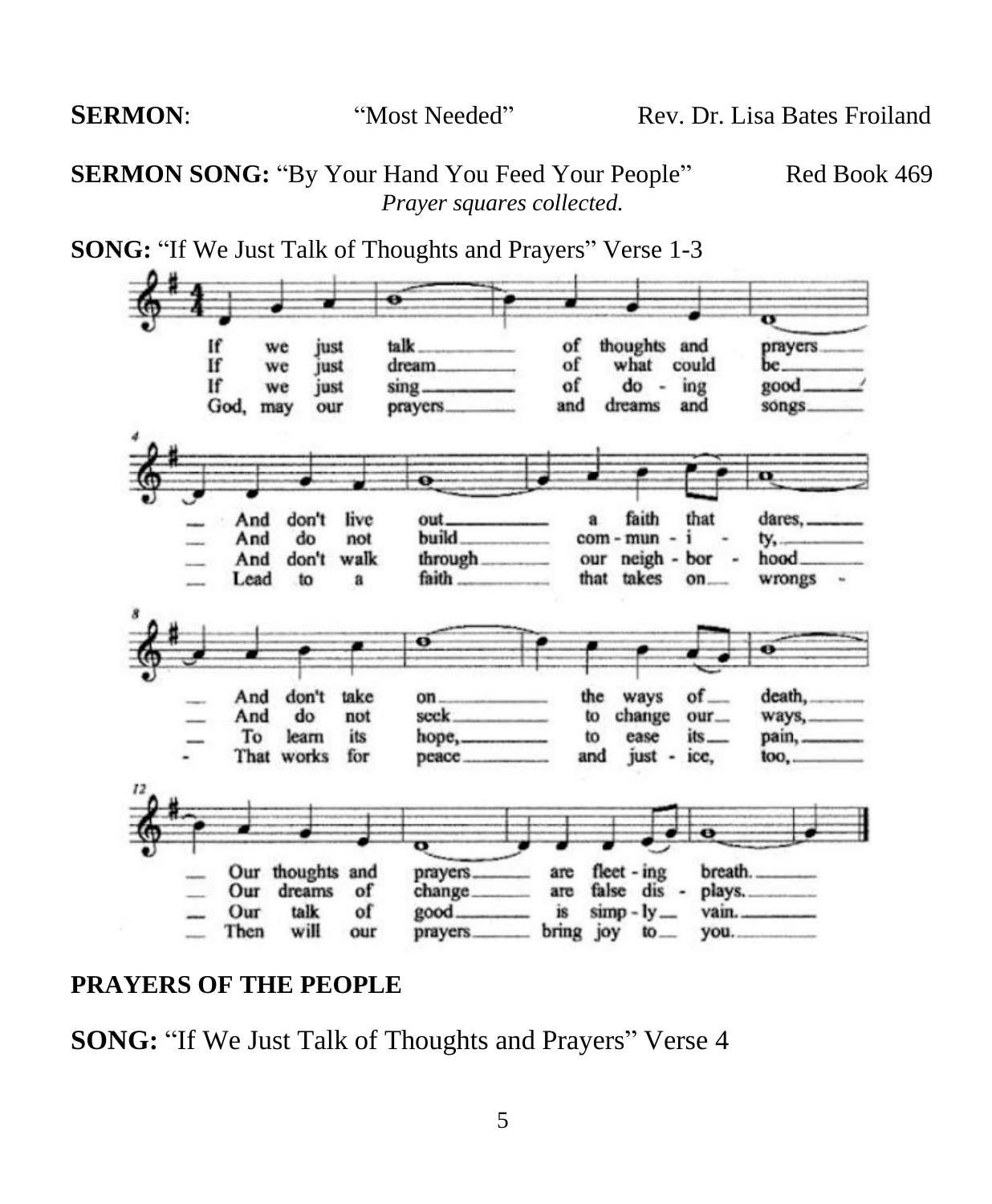**SERMON**: "Most Needed" Rev. Dr. Lisa Bates Froiland

**SERMON SONG:** "By Your Hand You Feed Your People" Red Book 469

*Prayer squares collected.*

**SONG:** "If We Just Talk of Thoughts and Prayers" Verse 1-3

If we just talk of thoughts and prayers — And don't live out a faith that dares, — And don't take on the ways of death, — Our thoughts and prayers are fleet-ing breath.

If we just dream of what could be — And do not build com-mun-i-ty, — And do not seek to change our ways, — Our dreams of change are false dis-plays.

If we just sing of do-ing good — And don't walk through our neigh-bor-hood — To learn its hope, to ease its pain, — Our talk of good is simp-ly vain.

God, may our prayers and dreams and songs — Lead to a faith that takes on wrongs — That works for peace and just-ice, too, — Then will our prayers bring joy to you.

**PRAYERS OF THE PEOPLE**

**SONG:** "If We Just Talk of Thoughts and Prayers" Verse 4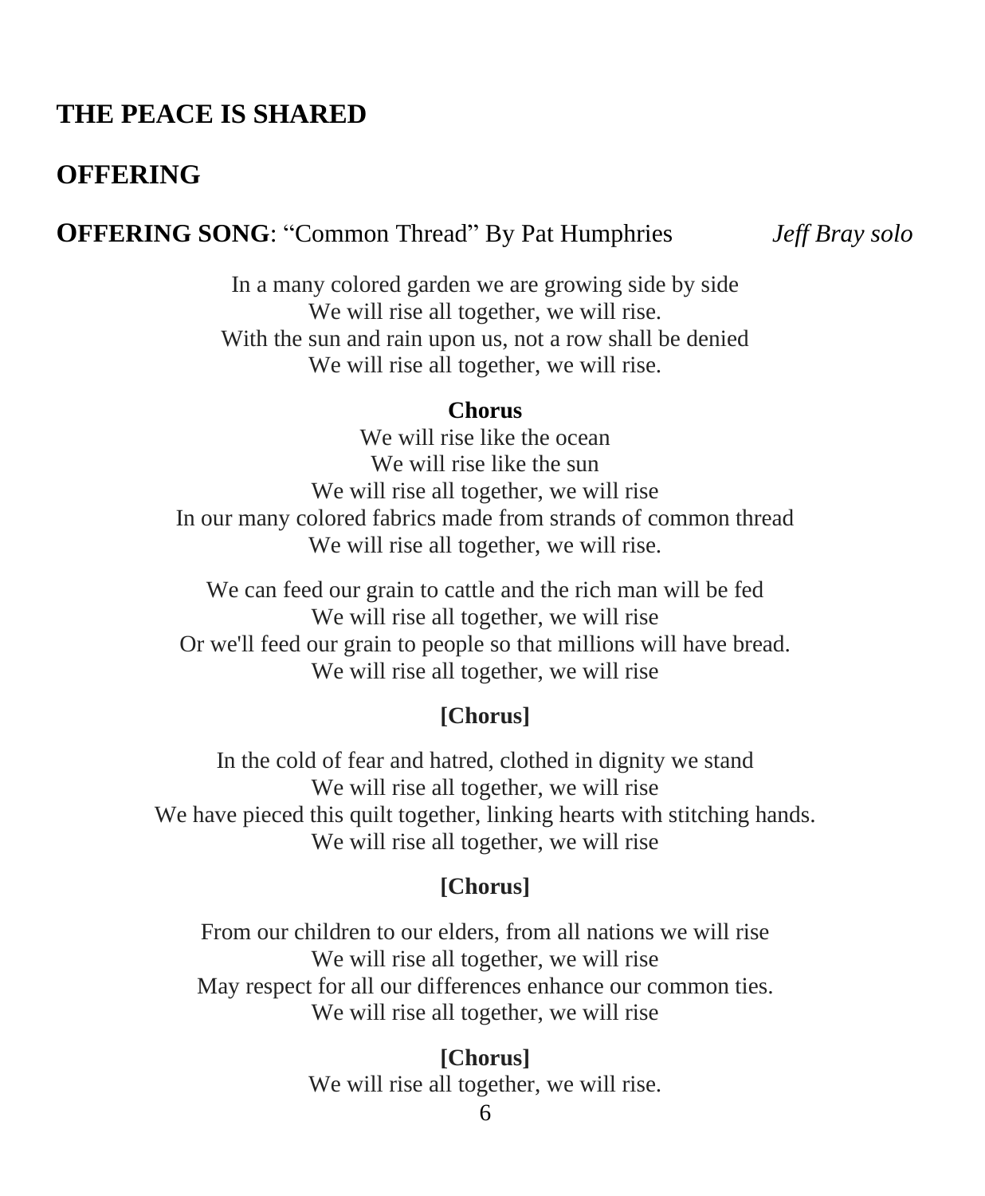## THE PEACE IS SHARED

## OFFERING

**OFFERING SONG**: “Common Thread” By Pat Humphries *Jeff Bray solo*

In a many colored garden we are growing side by side
We will rise all together, we will rise.
With the sun and rain upon us, not a row shall be denied
We will rise all together, we will rise.

**Chorus**
We will rise like the ocean
We will rise like the sun
We will rise all together, we will rise
In our many colored fabrics made from strands of common thread
We will rise all together, we will rise.

We can feed our grain to cattle and the rich man will be fed
We will rise all together, we will rise
Or we'll feed our grain to people so that millions will have bread.
We will rise all together, we will rise

**[Chorus]**

In the cold of fear and hatred, clothed in dignity we stand
We will rise all together, we will rise
We have pieced this quilt together, linking hearts with stitching hands.
We will rise all together, we will rise

**[Chorus]**

From our children to our elders, from all nations we will rise
We will rise all together, we will rise
May respect for all our differences enhance our common ties.
We will rise all together, we will rise

**[Chorus]**
We will rise all together, we will rise.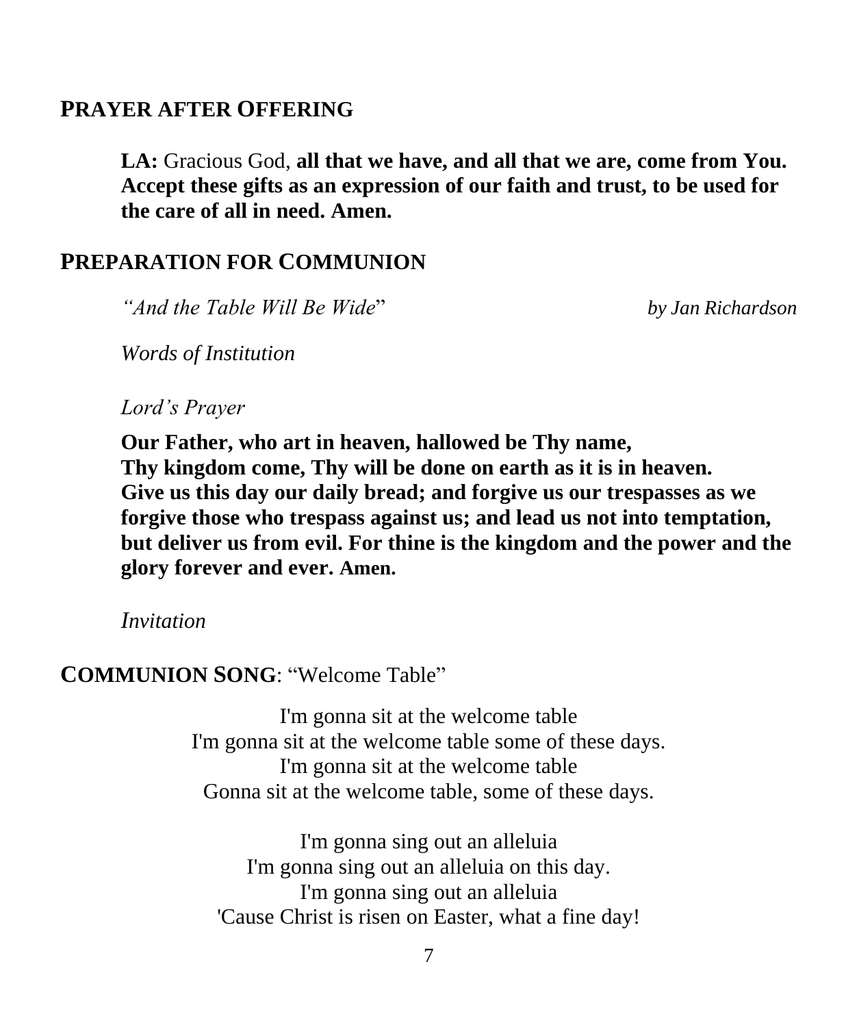## PRAYER AFTER OFFERING

**LA:** Gracious God, **all that we have, and all that we are, come from You. Accept these gifts as an expression of our faith and trust, to be used for the care of all in need. Amen.**

## PREPARATION FOR COMMUNION

*"And the Table Will Be Wide"* *by Jan Richardson*

*Words of Institution*

*Lord's Prayer*

**Our Father, who art in heaven, hallowed be Thy name,
Thy kingdom come, Thy will be done on earth as it is in heaven.
Give us this day our daily bread; and forgive us our trespasses as we forgive those who trespass against us; and lead us not into temptation, but deliver us from evil. For thine is the kingdom and the power and the glory forever and ever. Amen.**

*Invitation*

## COMMUNION SONG: "Welcome Table"

I'm gonna sit at the welcome table
I'm gonna sit at the welcome table some of these days.
I'm gonna sit at the welcome table
Gonna sit at the welcome table, some of these days.

I'm gonna sing out an alleluia
I'm gonna sing out an alleluia on this day.
I'm gonna sing out an alleluia
'Cause Christ is risen on Easter, what a fine day!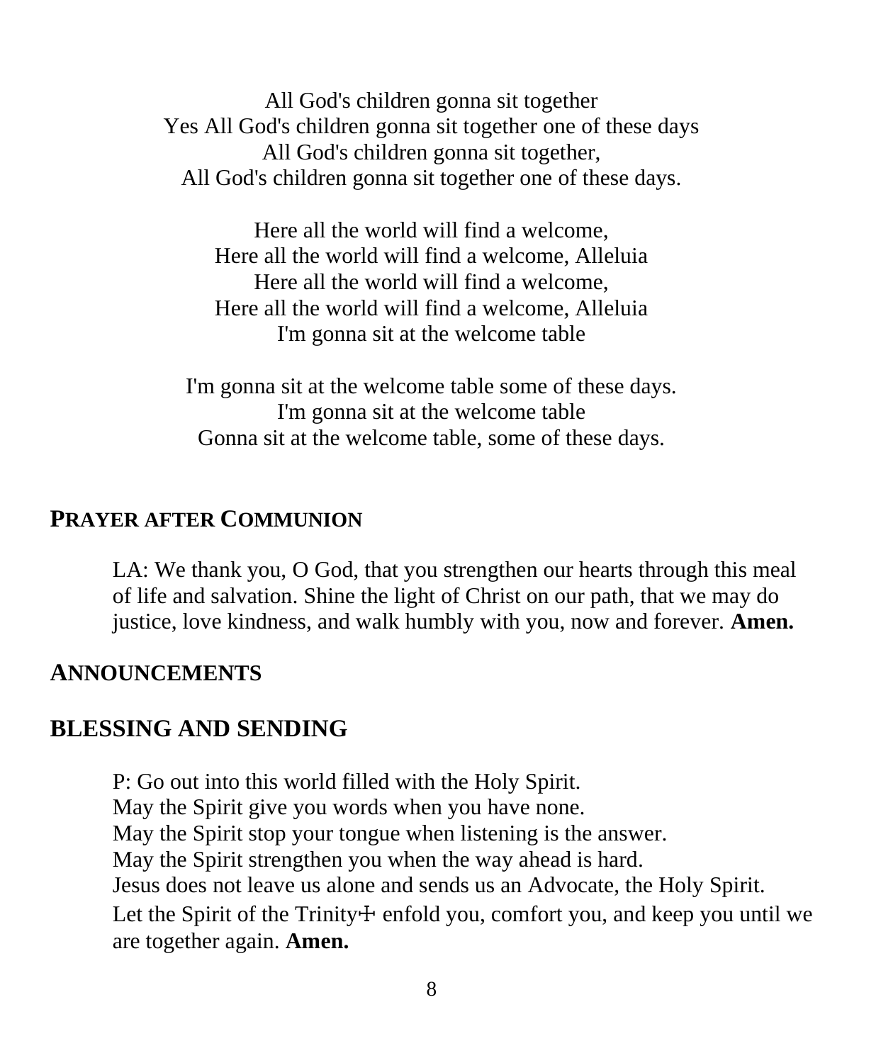All God's children gonna sit together
Yes All God's children gonna sit together one of these days
All God's children gonna sit together,
All God's children gonna sit together one of these days.

Here all the world will find a welcome,
Here all the world will find a welcome, Alleluia
Here all the world will find a welcome,
Here all the world will find a welcome, Alleluia
I'm gonna sit at the welcome table

I'm gonna sit at the welcome table some of these days.
I'm gonna sit at the welcome table
Gonna sit at the welcome table, some of these days.

## PRAYER AFTER COMMUNION

LA: We thank you, O God, that you strengthen our hearts through this meal of life and salvation. Shine the light of Christ on our path, that we may do justice, love kindness, and walk humbly with you, now and forever. **Amen.**

## ANNOUNCEMENTS

## BLESSING AND SENDING

P: Go out into this world filled with the Holy Spirit.
May the Spirit give you words when you have none.
May the Spirit stop your tongue when listening is the answer.
May the Spirit strengthen you when the way ahead is hard.
Jesus does not leave us alone and sends us an Advocate, the Holy Spirit.
Let the Spirit of the Trinity☩ enfold you, comfort you, and keep you until we are together again. **Amen.**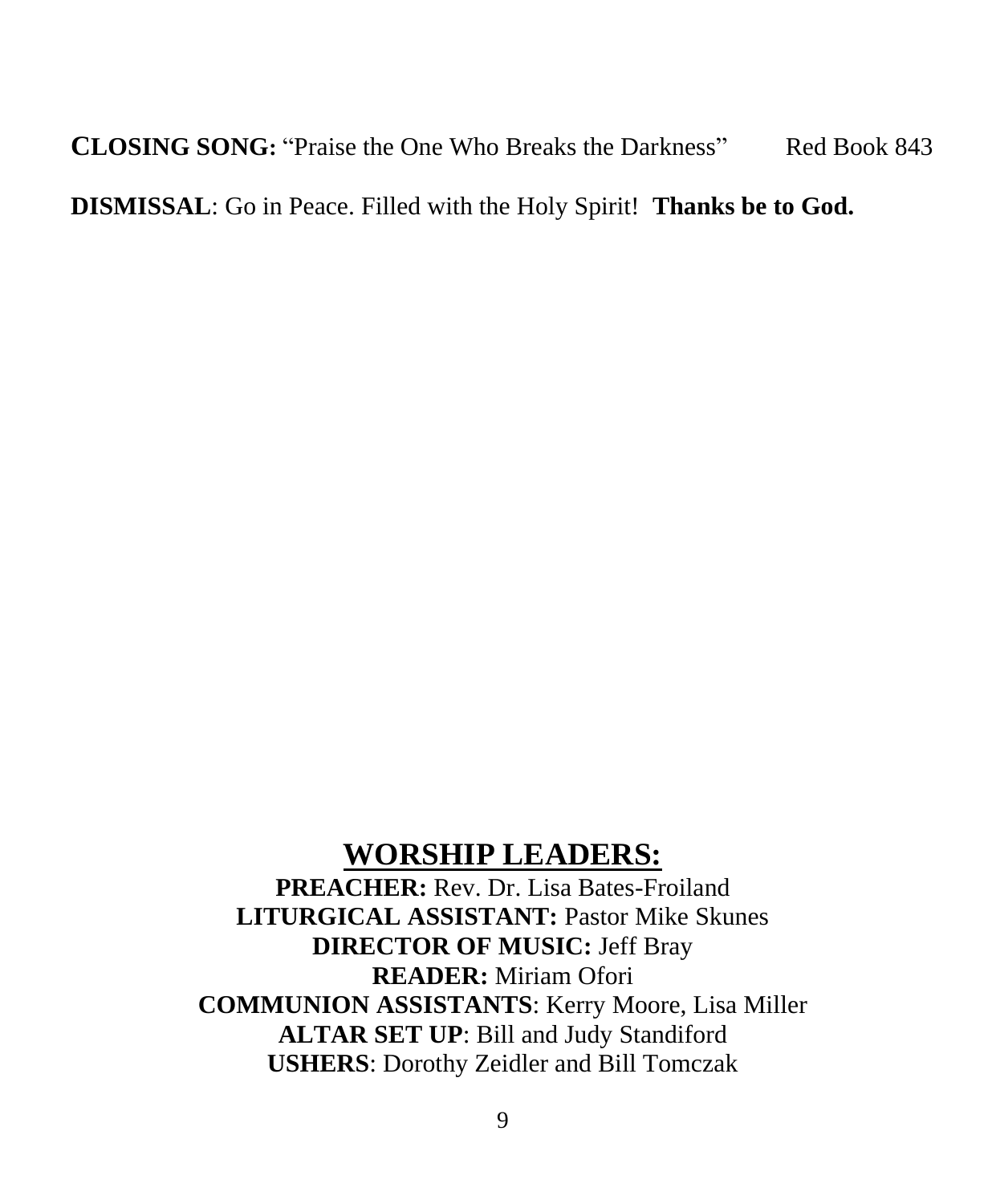**CLOSING SONG:** "Praise the One Who Breaks the Darkness" Red Book 843

**DISMISSAL**: Go in Peace. Filled with the Holy Spirit! **Thanks be to God.**

## WORSHIP LEADERS:

**PREACHER:** Rev. Dr. Lisa Bates-Froiland
**LITURGICAL ASSISTANT:** Pastor Mike Skunes
**DIRECTOR OF MUSIC:** Jeff Bray
**READER:** Miriam Ofori
**COMMUNION ASSISTANTS**: Kerry Moore, Lisa Miller
**ALTAR SET UP**: Bill and Judy Standiford
**USHERS**: Dorothy Zeidler and Bill Tomczak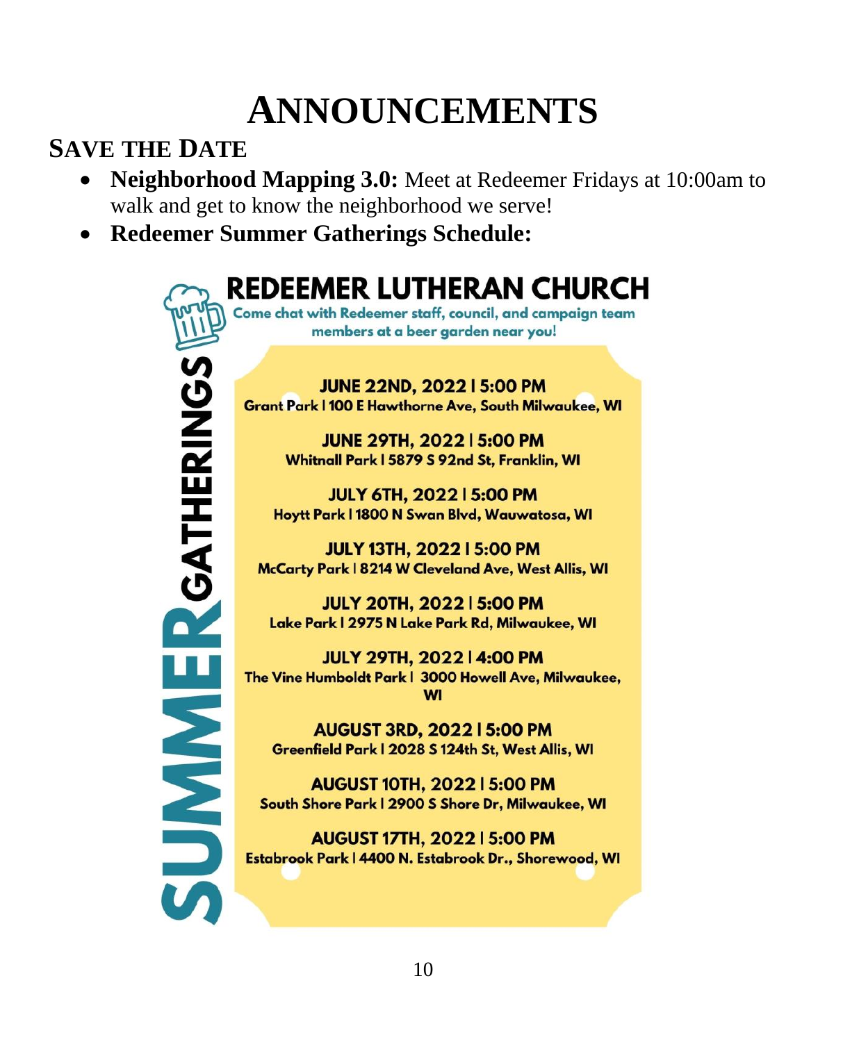# ANNOUNCEMENTS

## SAVE THE DATE

- **Neighborhood Mapping 3.0:** Meet at Redeemer Fridays at 10:00am to walk and get to know the neighborhood we serve!
- **Redeemer Summer Gatherings Schedule:**

### SUMMER GATHERINGS

### REDEEMER LUTHERAN CHURCH

Come chat with Redeemer staff, council, and campaign team members at a beer garden near you!

**JUNE 22ND, 2022 | 5:00 PM**
Grant Park | 100 E Hawthorne Ave, South Milwaukee, WI

**JUNE 29TH, 2022 | 5:00 PM**
Whitnall Park | 5879 S 92nd St, Franklin, WI

**JULY 6TH, 2022 | 5:00 PM**
Hoytt Park | 1800 N Swan Blvd, Wauwatosa, WI

**JULY 13TH, 2022 | 5:00 PM**
McCarty Park | 8214 W Cleveland Ave, West Allis, WI

**JULY 20TH, 2022 | 5:00 PM**
Lake Park | 2975 N Lake Park Rd, Milwaukee, WI

**JULY 29TH, 2022 | 4:00 PM**
The Vine Humboldt Park | 3000 Howell Ave, Milwaukee, WI

**AUGUST 3RD, 2022 | 5:00 PM**
Greenfield Park | 2028 S 124th St, West Allis, WI

**AUGUST 10TH, 2022 | 5:00 PM**
South Shore Park | 2900 S Shore Dr, Milwaukee, WI

**AUGUST 17TH, 2022 | 5:00 PM**
Estabrook Park | 4400 N. Estabrook Dr., Shorewood, WI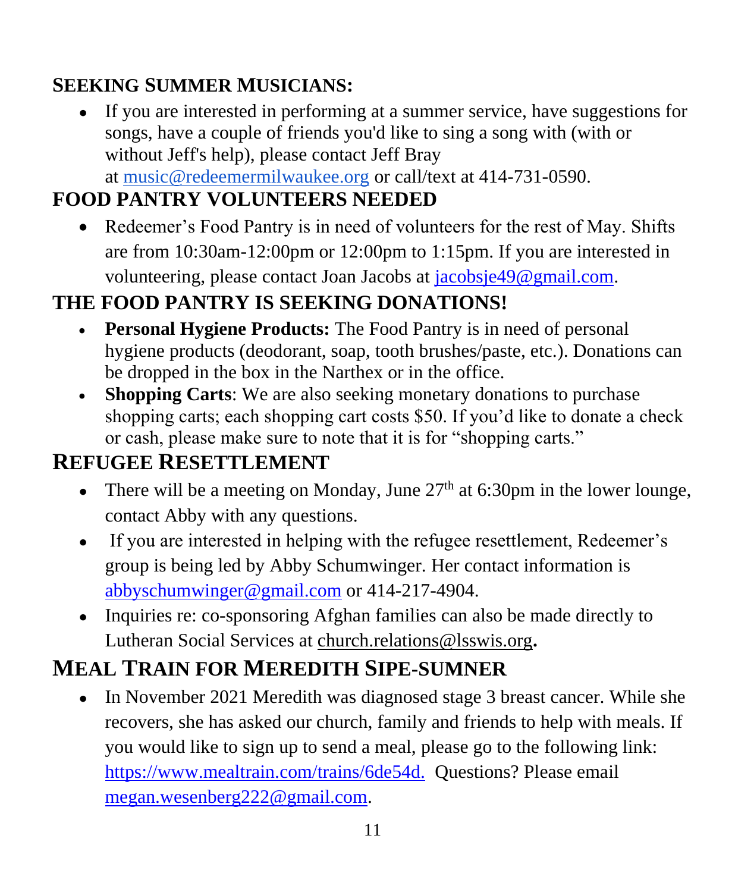## SEEKING SUMMER MUSICIANS:

- If you are interested in performing at a summer service, have suggestions for songs, have a couple of friends you'd like to sing a song with (with or without Jeff's help), please contact Jeff Bray at music@redeemermilwaukee.org or call/text at 414-731-0590.

## FOOD PANTRY VOLUNTEERS NEEDED

- Redeemer's Food Pantry is in need of volunteers for the rest of May. Shifts are from 10:30am-12:00pm or 12:00pm to 1:15pm. If you are interested in volunteering, please contact Joan Jacobs at jacobsje49@gmail.com.

## THE FOOD PANTRY IS SEEKING DONATIONS!

- **Personal Hygiene Products:** The Food Pantry is in need of personal hygiene products (deodorant, soap, tooth brushes/paste, etc.). Donations can be dropped in the box in the Narthex or in the office.
- **Shopping Carts**: We are also seeking monetary donations to purchase shopping carts; each shopping cart costs $50. If you'd like to donate a check or cash, please make sure to note that it is for "shopping carts."

## REFUGEE RESETTLEMENT

- There will be a meeting on Monday, June 27th at 6:30pm in the lower lounge, contact Abby with any questions.
- If you are interested in helping with the refugee resettlement, Redeemer's group is being led by Abby Schumwinger. Her contact information is abbyschumwinger@gmail.com or 414-217-4904.
- Inquiries re: co-sponsoring Afghan families can also be made directly to Lutheran Social Services at church.relations@lsswis.org.

## MEAL TRAIN FOR MEREDITH SIPE-SUMNER

- In November 2021 Meredith was diagnosed stage 3 breast cancer. While she recovers, she has asked our church, family and friends to help with meals. If you would like to sign up to send a meal, please go to the following link: https://www.mealtrain.com/trains/6de54d. Questions? Please email megan.wesenberg222@gmail.com.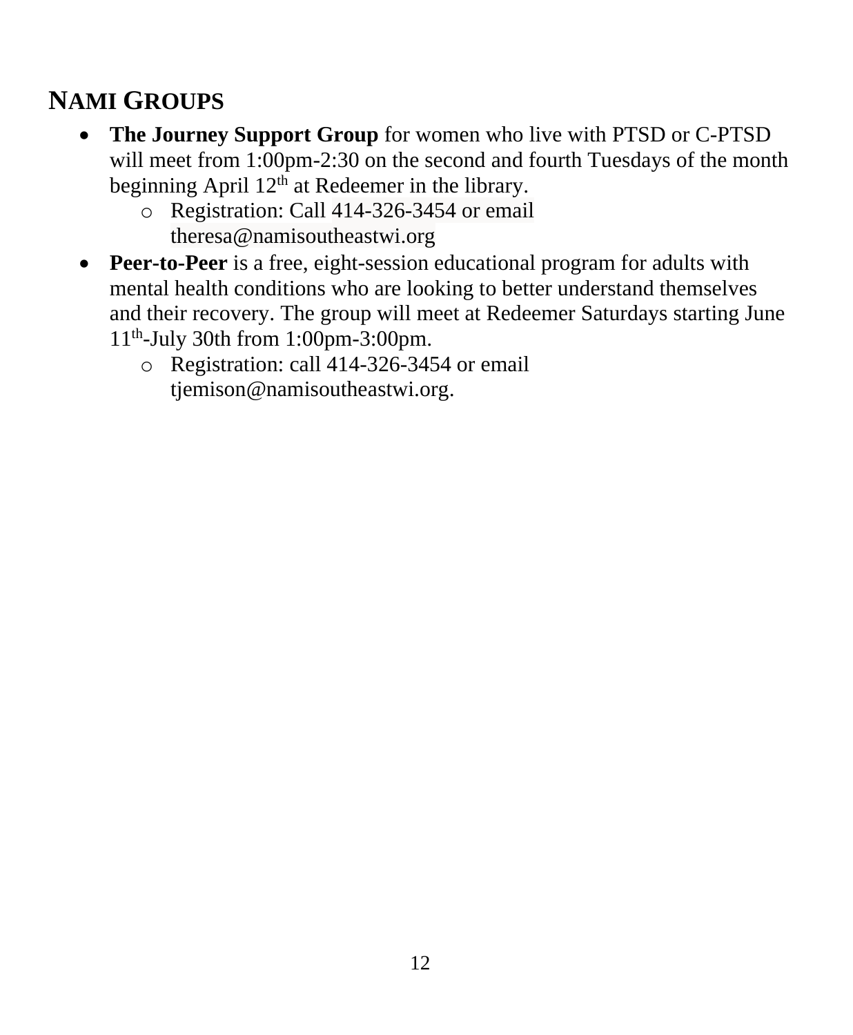## NAMI GROUPS

- **The Journey Support Group** for women who live with PTSD or C-PTSD will meet from 1:00pm-2:30 on the second and fourth Tuesdays of the month beginning April 12th at Redeemer in the library.
  - Registration: Call 414-326-3454 or email theresa@namisoutheastwi.org
- **Peer-to-Peer** is a free, eight-session educational program for adults with mental health conditions who are looking to better understand themselves and their recovery. The group will meet at Redeemer Saturdays starting June 11th-July 30th from 1:00pm-3:00pm.
  - Registration: call 414-326-3454 or email tjemison@namisoutheastwi.org.